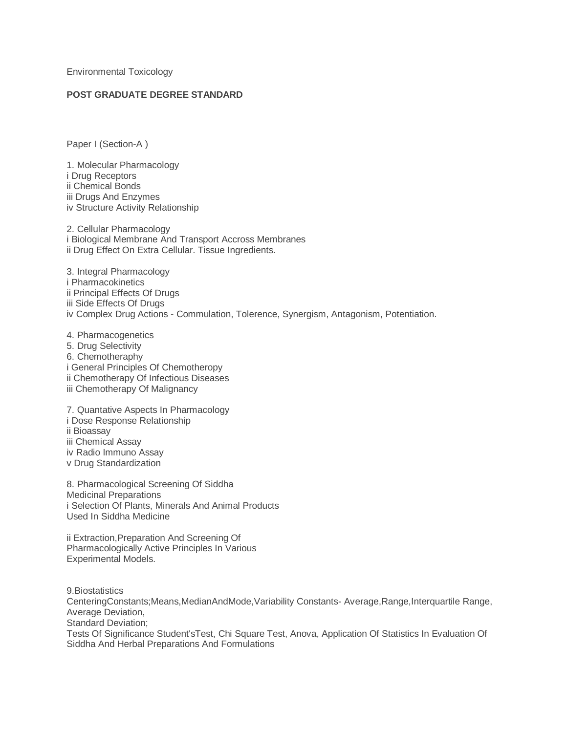Environmental Toxicology

**POST GRADUATE DEGREE STANDARD**

Paper I (Section-A )

1. Molecular Pharmacology
i Drug Receptors
ii Chemical Bonds
iii Drugs And Enzymes
iv Structure Activity Relationship

2. Cellular Pharmacology
i Biological Membrane And Transport Accross Membranes
ii Drug Effect On Extra Cellular. Tissue Ingredients.

3. Integral Pharmacology
i Pharmacokinetics
ii Principal Effects Of Drugs
iii Side Effects Of Drugs
iv Complex Drug Actions - Commulation, Tolerence, Synergism, Antagonism, Potentiation.

4. Pharmacogenetics
5. Drug Selectivity
6. Chemotheraphy
i General Principles Of Chemotheropy
ii Chemotherapy Of Infectious Diseases
iii Chemotherapy Of Malignancy

7. Quantative Aspects In Pharmacology
i Dose Response Relationship
ii Bioassay
iii Chemical Assay
iv Radio Immuno Assay
v Drug Standardization

8. Pharmacological Screening Of Siddha
Medicinal Preparations
i Selection Of Plants, Minerals And Animal Products
Used In Siddha Medicine

ii Extraction,Preparation And Screening Of
Pharmacologically Active Principles In Various
Experimental Models.

9.Biostatistics
CenteringConstants;Means,MedianAndMode,Variability Constants- Average,Range,Interquartile Range, Average Deviation,
Standard Deviation;
Tests Of Significance Student'sTest, Chi Square Test, Anova, Application Of Statistics In Evaluation Of Siddha And Herbal Preparations And Formulations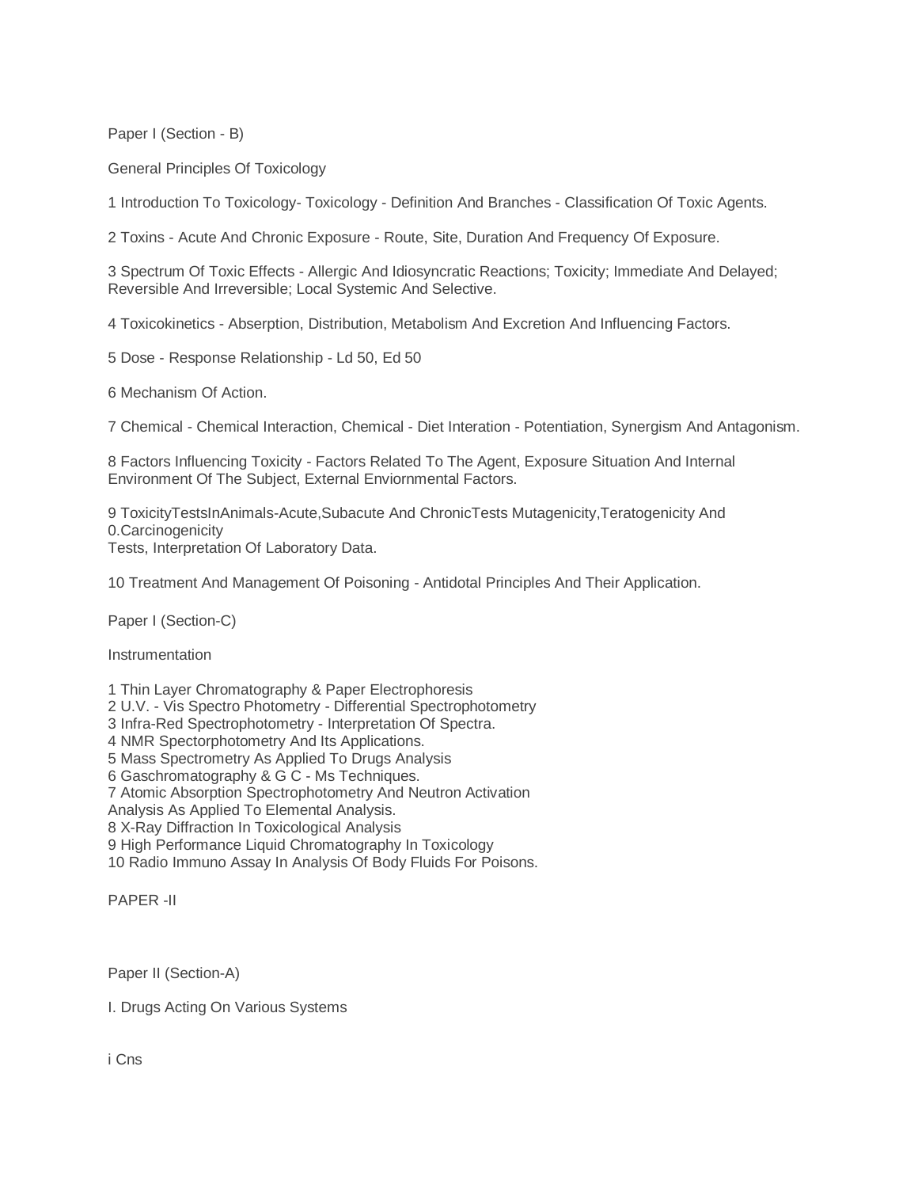## Paper I (Section - B)

### General Principles Of Toxicology

1 Introduction To Toxicology- Toxicology - Definition And Branches - Classification Of Toxic Agents.

2 Toxins - Acute And Chronic Exposure - Route, Site, Duration And Frequency Of Exposure.

3 Spectrum Of Toxic Effects - Allergic And Idiosyncratic Reactions; Toxicity; Immediate And Delayed; Reversible And Irreversible; Local Systemic And Selective.

4 Toxicokinetics - Abserption, Distribution, Metabolism And Excretion And Influencing Factors.

5 Dose - Response Relationship - Ld 50, Ed 50

6 Mechanism Of Action.

7 Chemical - Chemical Interaction, Chemical - Diet Interation - Potentiation, Synergism And Antagonism.

8 Factors Influencing Toxicity - Factors Related To The Agent, Exposure Situation And Internal Environment Of The Subject, External Enviornmental Factors.

9 ToxicityTestsInAnimals-Acute,Subacute And ChronicTests Mutagenicity,Teratogenicity And 0.Carcinogenicity
Tests, Interpretation Of Laboratory Data.

10 Treatment And Management Of Poisoning - Antidotal Principles And Their Application.

## Paper I (Section-C)

### Instrumentation

1 Thin Layer Chromatography & Paper Electrophoresis
2 U.V. - Vis Spectro Photometry - Differential Spectrophotometry
3 Infra-Red Spectrophotometry - Interpretation Of Spectra.
4 NMR Spectorphotometry And Its Applications.
5 Mass Spectrometry As Applied To Drugs Analysis
6 Gaschromatography & G C - Ms Techniques.
7 Atomic Absorption Spectrophotometry And Neutron Activation Analysis As Applied To Elemental Analysis.
8 X-Ray Diffraction In Toxicological Analysis
9 High Performance Liquid Chromatography In Toxicology
10 Radio Immuno Assay In Analysis Of Body Fluids For Poisons.

# PAPER -II

## Paper II (Section-A)

I. Drugs Acting On Various Systems

i Cns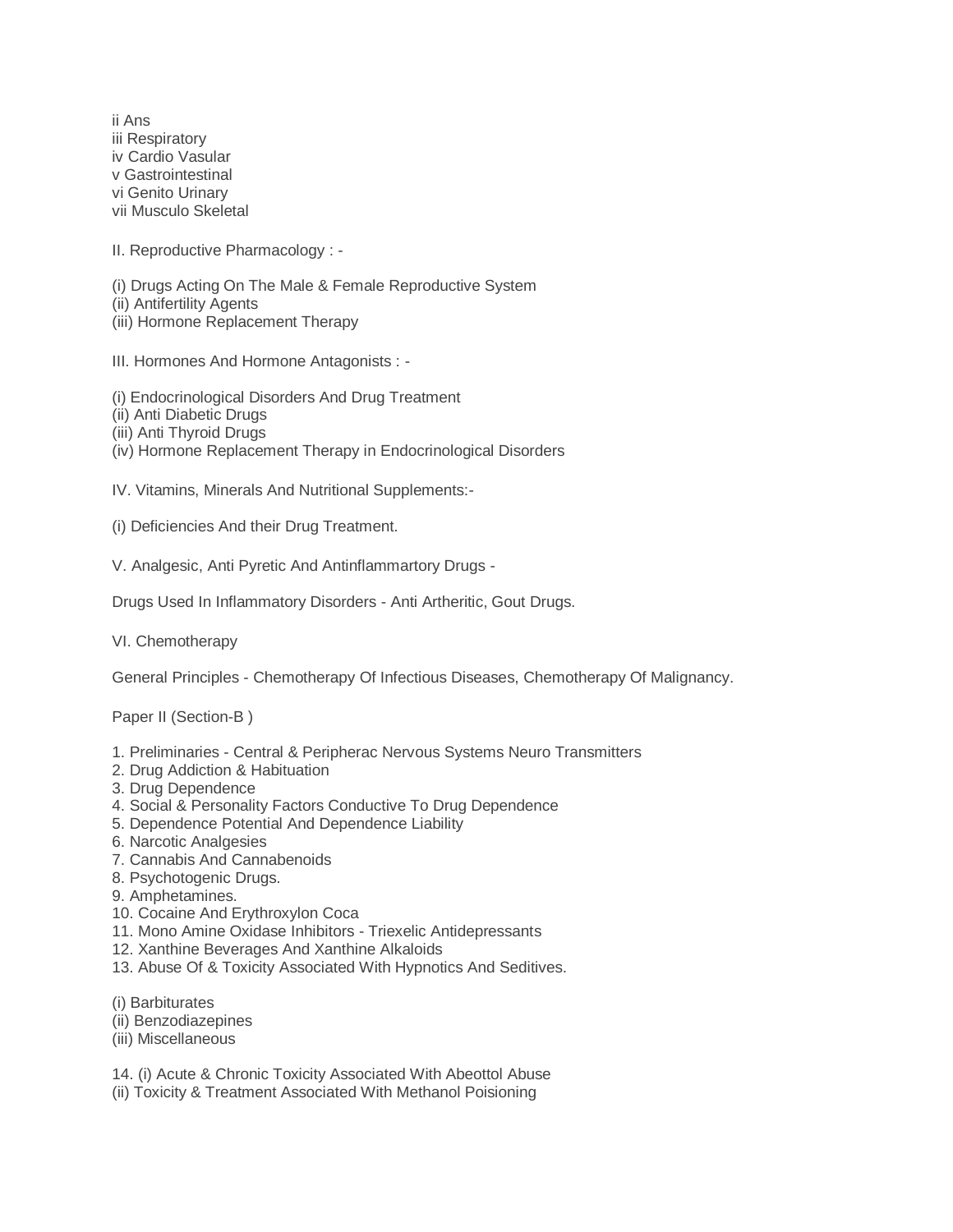ii Ans
iii Respiratory
iv Cardio Vasular
v Gastrointestinal
vi Genito Urinary
vii Musculo Skeletal

II. Reproductive Pharmacology : -

(i) Drugs Acting On The Male & Female Reproductive System
(ii) Antifertility Agents
(iii) Hormone Replacement Therapy

III. Hormones And Hormone Antagonists : -

(i) Endocrinological Disorders And Drug Treatment
(ii) Anti Diabetic Drugs
(iii) Anti Thyroid Drugs
(iv) Hormone Replacement Therapy in Endocrinological Disorders

IV. Vitamins, Minerals And Nutritional Supplements:-

(i) Deficiencies And their Drug Treatment.

V. Analgesic, Anti Pyretic And Antinflammartory Drugs -

Drugs Used In Inflammatory Disorders - Anti Artheritic, Gout Drugs.

VI. Chemotherapy

General Principles - Chemotherapy Of Infectious Diseases, Chemotherapy Of Malignancy.

Paper II (Section-B )

1. Preliminaries - Central & Peripherac Nervous Systems Neuro Transmitters
2. Drug Addiction & Habituation
3. Drug Dependence
4. Social & Personality Factors Conductive To Drug Dependence
5. Dependence Potential And Dependence Liability
6. Narcotic Analgesies
7. Cannabis And Cannabenoids
8. Psychotogenic Drugs.
9. Amphetamines.
10. Cocaine And Erythroxylon Coca
11. Mono Amine Oxidase Inhibitors - Triexelic Antidepressants
12. Xanthine Beverages And Xanthine Alkaloids
13. Abuse Of & Toxicity Associated With Hypnotics And Seditives.

(i) Barbiturates
(ii) Benzodiazepines
(iii) Miscellaneous

14. (i) Acute & Chronic Toxicity Associated With Abeottol Abuse
(ii) Toxicity & Treatment Associated With Methanol Poisioning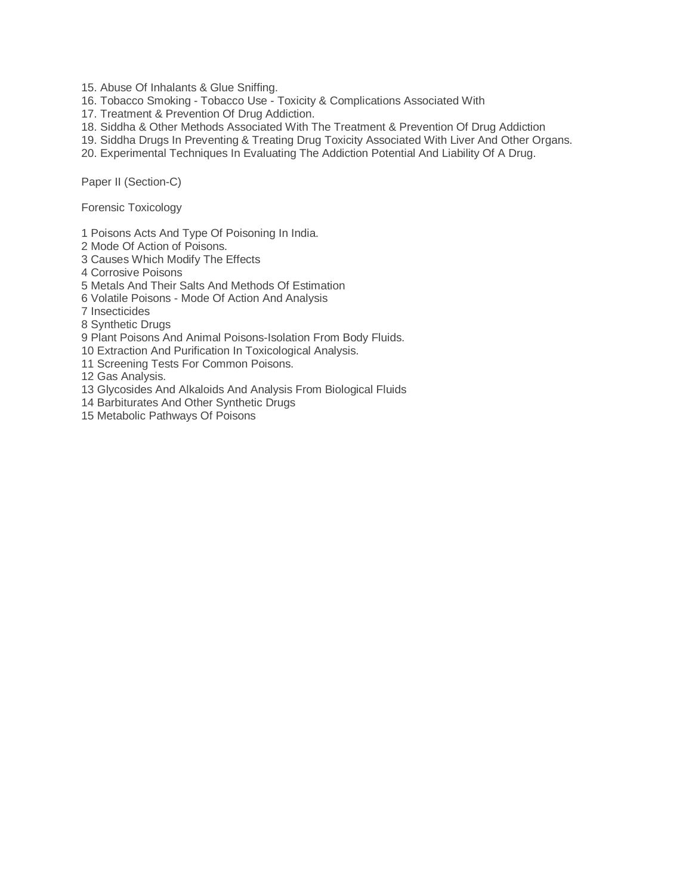15. Abuse Of Inhalants & Glue Sniffing.
16. Tobacco Smoking - Tobacco Use - Toxicity & Complications Associated With
17. Treatment & Prevention Of Drug Addiction.
18. Siddha & Other Methods Associated With The Treatment & Prevention Of Drug Addiction
19. Siddha Drugs In Preventing & Treating Drug Toxicity Associated With Liver And Other Organs.
20. Experimental Techniques In Evaluating The Addiction Potential And Liability Of A Drug.

Paper II (Section-C)

Forensic Toxicology

1 Poisons Acts And Type Of Poisoning In India.
2 Mode Of Action of Poisons.
3 Causes Which Modify The Effects
4 Corrosive Poisons
5 Metals And Their Salts And Methods Of Estimation
6 Volatile Poisons - Mode Of Action And Analysis
7 Insecticides
8 Synthetic Drugs
9 Plant Poisons And Animal Poisons-Isolation From Body Fluids.
10 Extraction And Purification In Toxicological Analysis.
11 Screening Tests For Common Poisons.
12 Gas Analysis.
13 Glycosides And Alkaloids And Analysis From Biological Fluids
14 Barbiturates And Other Synthetic Drugs
15 Metabolic Pathways Of Poisons